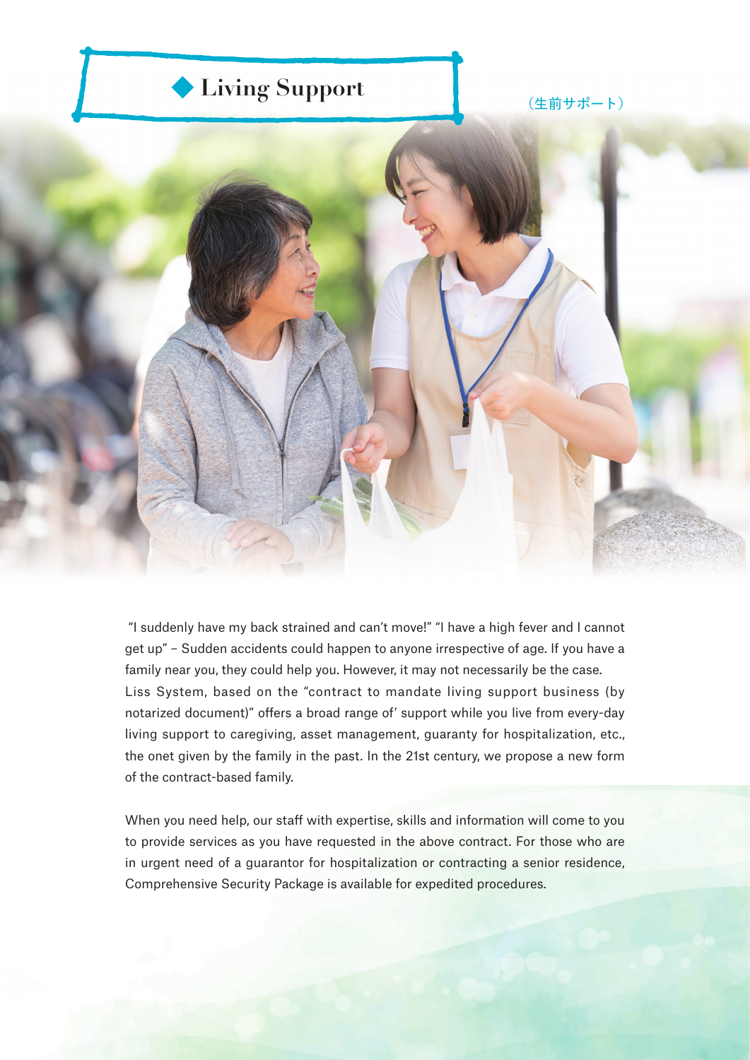# ◆ Living Support

（生前サポート）

"I suddenly have my back strained and can't move!" "I have a high fever and I cannot get up" – Sudden accidents could happen to anyone irrespective of age. If you have a family near you, they could help you. However, it may not necessarily be the case. Liss System, based on the "contract to mandate living support business (by notarized document)" offers a broad range of' support while you live from every-day living support to caregiving, asset management, guaranty for hospitalization, etc., the onet given by the family in the past. In the 21st century, we propose a new form of the contract-based family.

When you need help, our staff with expertise, skills and information will come to you to provide services as you have requested in the above contract. For those who are in urgent need of a guarantor for hospitalization or contracting a senior residence, Comprehensive Security Package is available for expedited procedures.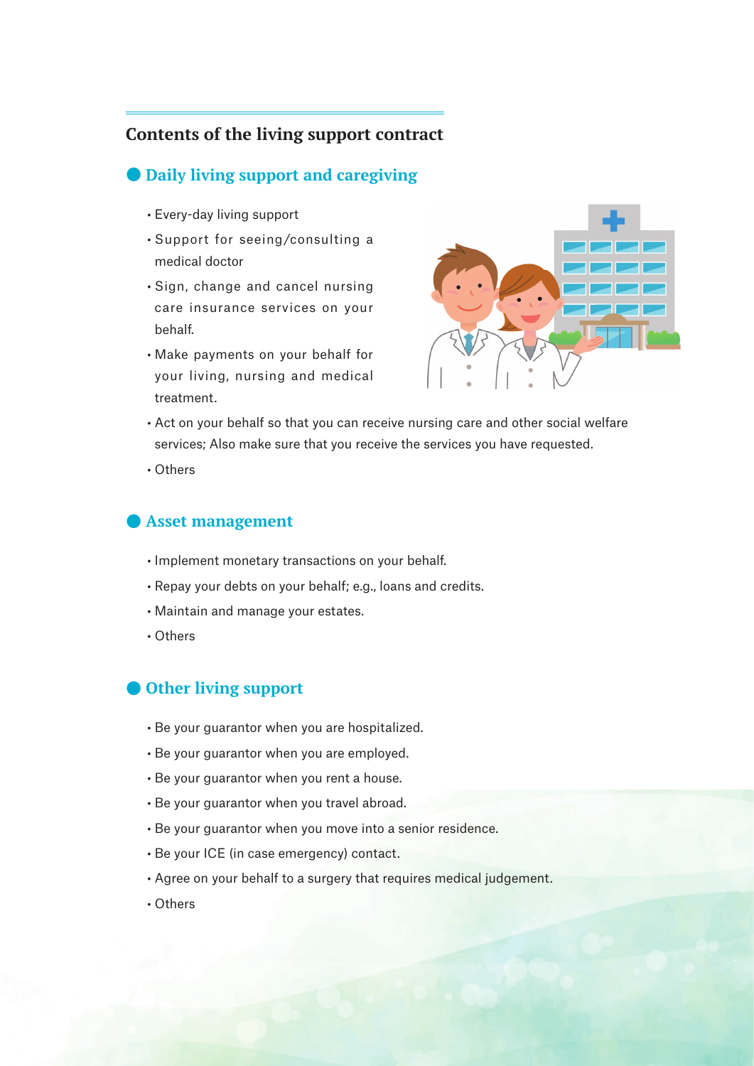## Contents of the living support contract

### Daily living support and caregiving

- Every-day living support
- Support for seeing/consulting a medical doctor
- Sign, change and cancel nursing care insurance services on your behalf.
- Make payments on your behalf for your living, nursing and medical treatment.
- Act on your behalf so that you can receive nursing care and other social welfare services; Also make sure that you receive the services you have requested.
- Others

### Asset management

- Implement monetary transactions on your behalf.
- Repay your debts on your behalf; e.g., loans and credits.
- Maintain and manage your estates.
- Others

### Other living support

- Be your guarantor when you are hospitalized.
- Be your guarantor when you are employed.
- Be your guarantor when you rent a house.
- Be your guarantor when you travel abroad.
- Be your guarantor when you move into a senior residence.
- Be your ICE (in case emergency) contact.
- Agree on your behalf to a surgery that requires medical judgement.
- Others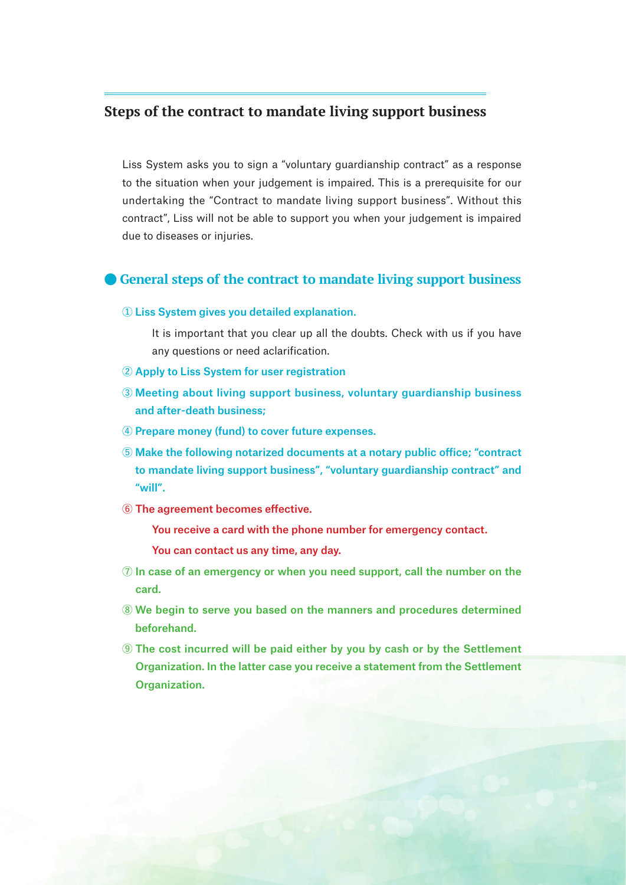## Steps of the contract to mandate living support business

Liss System asks you to sign a “voluntary guardianship contract” as a response to the situation when your judgement is impaired. This is a prerequisite for our undertaking the “Contract to mandate living support business”. Without this contract”, Liss will not be able to support you when your judgement is impaired due to diseases or injuries.

### ● General steps of the contract to mandate living support business

① **Liss System gives you detailed explanation.**

It is important that you clear up all the doubts. Check with us if you have any questions or need aclarification.

② **Apply to Liss System for user registration**

③ **Meeting about living support business, voluntary guardianship business and after-death business;**

④ **Prepare money (fund) to cover future expenses.**

⑤ **Make the following notarized documents at a notary public office; “contract to mandate living support business”, “voluntary guardianship contract” and “will”.**

⑥ **The agreement becomes effective.**

**You receive a card with the phone number for emergency contact.**

**You can contact us any time, any day.**

⑦ **In case of an emergency or when you need support, call the number on the card.**

⑧ **We begin to serve you based on the manners and procedures determined beforehand.**

⑨ **The cost incurred will be paid either by you by cash or by the Settlement Organization. In the latter case you receive a statement from the Settlement Organization.**